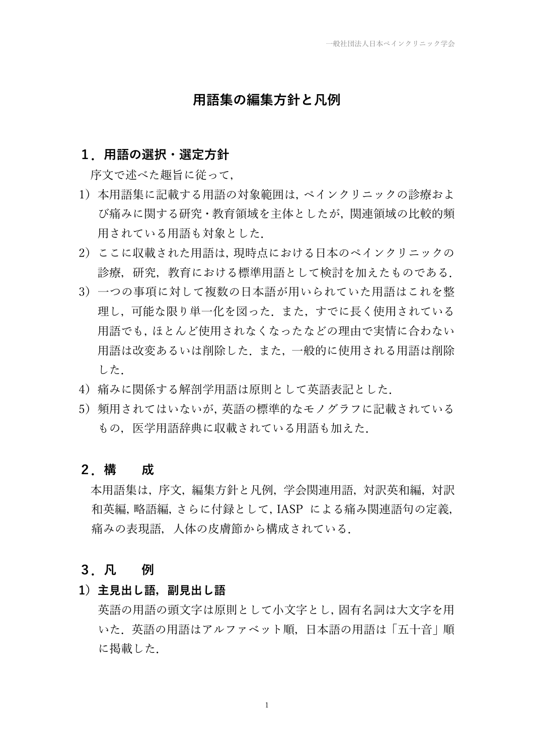# 用語集の編集方針と凡例

## １．用語の選択・選定方針

序文で述べた趣旨に従って，

1) 本用語集に記載する用語の対象範囲は，ペインクリニックの診療および痛みに関する研究・教育領域を主体としたが，関連領域の比較的頻用されている用語も対象とした．
2) ここに収載された用語は，現時点における日本のペインクリニックの診療，研究，教育における標準用語として検討を加えたものである．
3) 一つの事項に対して複数の日本語が用いられていた用語はこれを整理し，可能な限り単一化を図った．また，すでに長く使用されている用語でも，ほとんど使用されなくなったなどの理由で実情に合わない用語は改変あるいは削除した．また，一般的に使用される用語は削除した．
4) 痛みに関係する解剖学用語は原則として英語表記とした．
5) 頻用されてはいないが，英語の標準的なモノグラフに記載されているもの，医学用語辞典に収載されている用語も加えた．

## ２．構　　成

本用語集は，序文，編集方針と凡例，学会関連用語，対訳英和編，対訳和英編，略語編，さらに付録として，IASP による痛み関連語句の定義，痛みの表現語，人体の皮膚節から構成されている．

## ３．凡　　例

### 1) 主見出し語，副見出し語

英語の用語の頭文字は原則として小文字とし，固有名詞は大文字を用いた．英語の用語はアルファベット順，日本語の用語は「五十音」順に掲載した．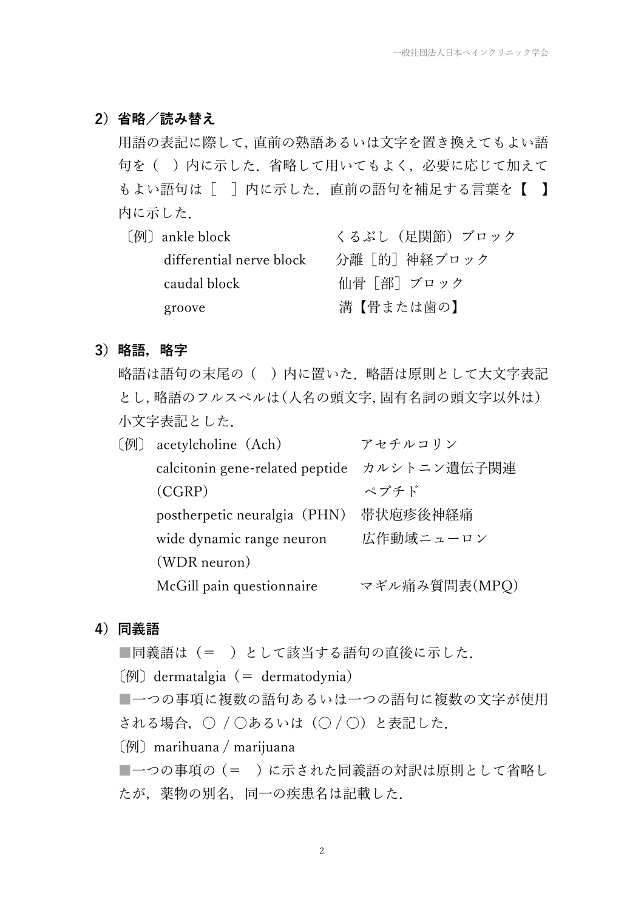### 2）省略／読み替え

用語の表記に際して，直前の熟語あるいは文字を置き換えてもよい語句を（　）内に示した．省略して用いてもよく，必要に応じて加えてもよい語句は［　］内に示した．直前の語句を補足する言葉を【　】内に示した．

〔例〕

| | |
|---|---|
| ankle block | くるぶし（足関節）ブロック |
| differential nerve block | 分離［的］神経ブロック |
| caudal block | 仙骨［部］ブロック |
| groove | 溝【骨または歯の】 |

### 3）略語，略字

略語は語句の末尾の（　）内に置いた．略語は原則として大文字表記とし，略語のフルスペルは（人名の頭文字，固有名詞の頭文字以外は）小文字表記とした．

〔例〕

| | |
|---|---|
| acetylcholine（Ach） | アセチルコリン |
| calcitonin gene-related peptide（CGRP） | カルシトニン遺伝子関連ペプチド |
| postherpetic neuralgia（PHN） | 帯状疱疹後神経痛 |
| wide dynamic range neuron（WDR neuron） | 広作動域ニューロン |
| McGill pain questionnaire | マギル痛み質問表(MPQ) |

### 4）同義語

■同義語は（＝　）として該当する語句の直後に示した．

〔例〕dermatalgia（＝ dermatodynia）

■一つの事項に複数の語句あるいは一つの語句に複数の文字が使用される場合，○ / ○あるいは（○ / ○）と表記した．

〔例〕marihuana / marijuana

■一つの事項の（＝　）に示された同義語の対訳は原則として省略したが，薬物の別名，同一の疾患名は記載した．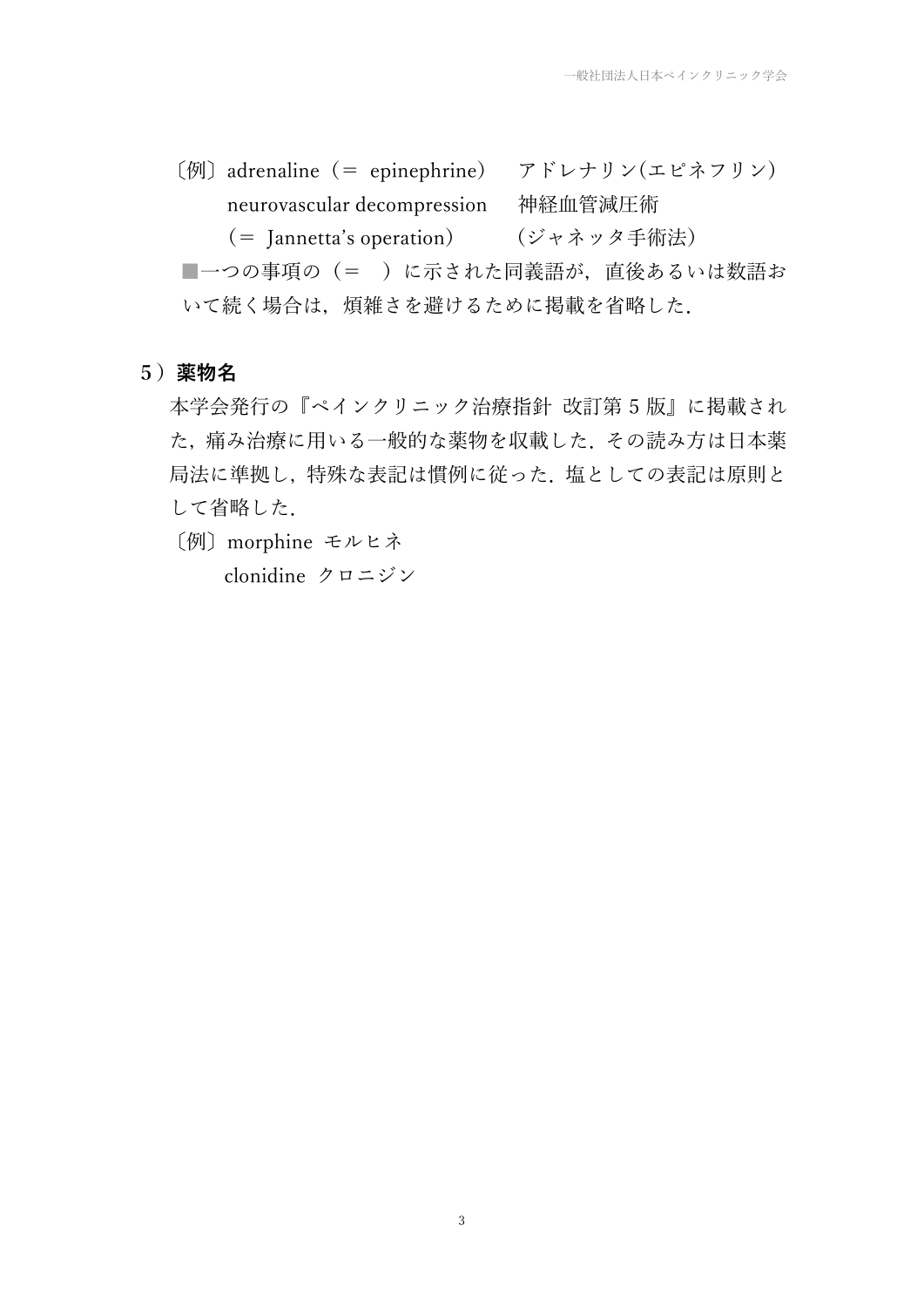〔例〕adrenaline（＝ epinephrine）　アドレナリン(エピネフリン)

neurovascular decompression　神経血管減圧術

（＝ Jannetta's operation）　(ジャネッタ手術法)

■一つの事項の（＝　）に示された同義語が，直後あるいは数語おいて続く場合は，煩雑さを避けるために掲載を省略した．

## 5）薬物名

本学会発行の『ペインクリニック治療指針 改訂第 5 版』に掲載された，痛み治療に用いる一般的な薬物を収載した．その読み方は日本薬局法に準拠し，特殊な表記は慣例に従った．塩としての表記は原則として省略した．

〔例〕morphine　モルヒネ

clonidine　クロニジン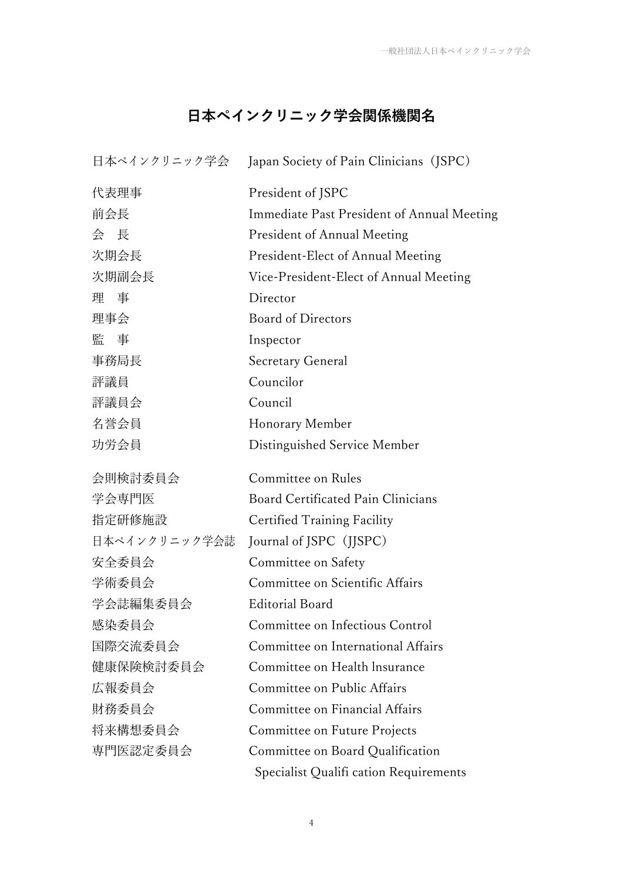# 日本ペインクリニック学会関係機関名

| | |
|---|---|
| 日本ペインクリニック学会 | Japan Society of Pain Clinicians（JSPC） |
| 代表理事 | President of JSPC |
| 前会長 | Immediate Past President of Annual Meeting |
| 会　長 | President of Annual Meeting |
| 次期会長 | President-Elect of Annual Meeting |
| 次期副会長 | Vice-President-Elect of Annual Meeting |
| 理　事 | Director |
| 理事会 | Board of Directors |
| 監　事 | Inspector |
| 事務局長 | Secretary General |
| 評議員 | Councilor |
| 評議員会 | Council |
| 名誉会員 | Honorary Member |
| 功労会員 | Distinguished Service Member |
| 会則検討委員会 | Committee on Rules |
| 学会専門医 | Board Certificated Pain Clinicians |
| 指定研修施設 | Certified Training Facility |
| 日本ペインクリニック学会誌 | Journal of JSPC（JJSPC） |
| 安全委員会 | Committee on Safety |
| 学術委員会 | Committee on Scientific Affairs |
| 学会誌編集委員会 | Editorial Board |
| 感染委員会 | Committee on Infectious Control |
| 国際交流委員会 | Committee on International Affairs |
| 健康保険検討委員会 | Committee on Health lnsurance |
| 広報委員会 | Committee on Public Affairs |
| 財務委員会 | Committee on Financial Affairs |
| 将来構想委員会 | Committee on Future Projects |
| 専門医認定委員会 | Committee on Board Qualification |
| | Specialist Qualifi cation Requirements |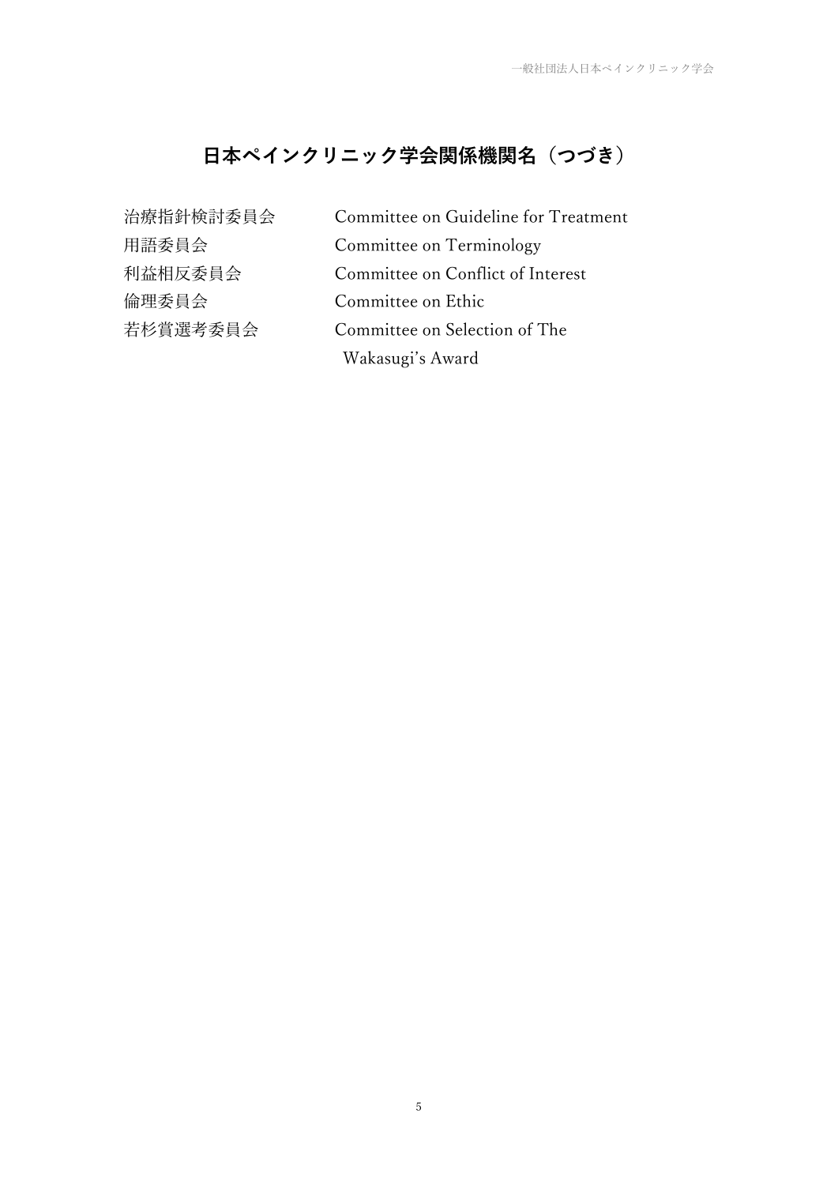## 日本ペインクリニック学会関係機関名（つづき）

| | |
|---|---|
| 治療指針検討委員会 | Committee on Guideline for Treatment |
| 用語委員会 | Committee on Terminology |
| 利益相反委員会 | Committee on Conflict of Interest |
| 倫理委員会 | Committee on Ethic |
| 若杉賞選考委員会 | Committee on Selection of The Wakasugi's Award |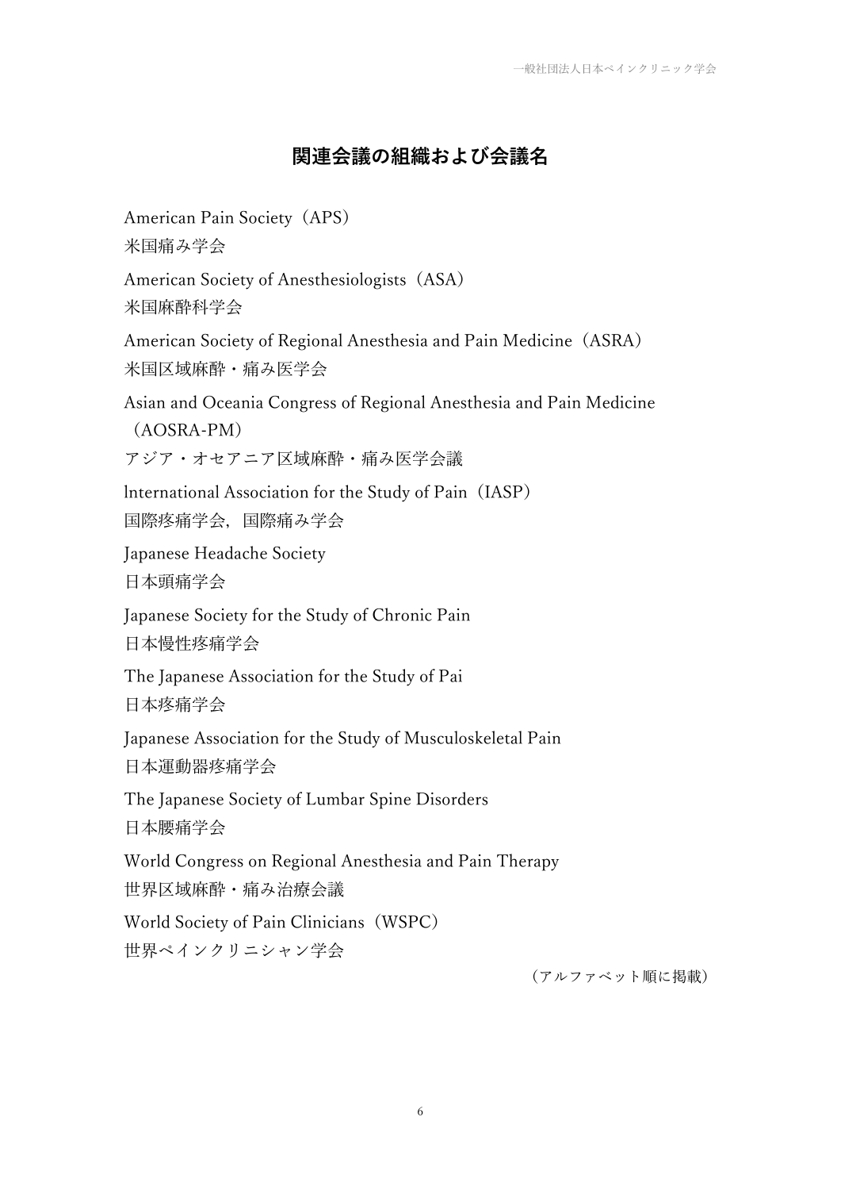## 関連会議の組織および会議名

American Pain Society（APS）
米国痛み学会

American Society of Anesthesiologists（ASA）
米国麻酔科学会

American Society of Regional Anesthesia and Pain Medicine（ASRA）
米国区域麻酔・痛み医学会

Asian and Oceania Congress of Regional Anesthesia and Pain Medicine（AOSRA-PM）
アジア・オセアニア区域麻酔・痛み医学会議

lnternational Association for the Study of Pain（IASP）
国際疼痛学会，国際痛み学会

Japanese Headache Society
日本頭痛学会

Japanese Society for the Study of Chronic Pain
日本慢性疼痛学会

The Japanese Association for the Study of Pai
日本疼痛学会

Japanese Association for the Study of Musculoskeletal Pain
日本運動器疼痛学会

The Japanese Society of Lumbar Spine Disorders
日本腰痛学会

World Congress on Regional Anesthesia and Pain Therapy
世界区域麻酔・痛み治療会議

World Society of Pain Clinicians（WSPC）
世界ペインクリニシャン学会

（アルファベット順に掲載）